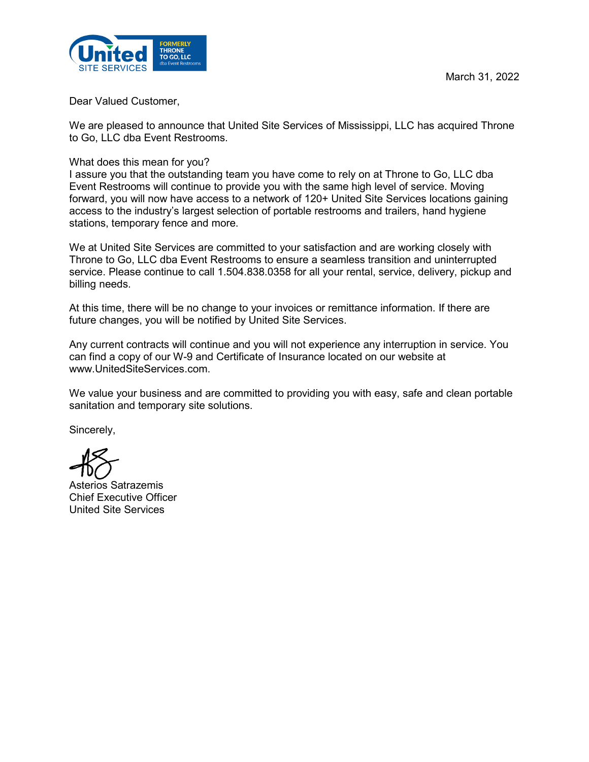United SITE SERVICES — FORMERLY THRONE TO GO, LLC dba Event Restrooms

March 31, 2022

Dear Valued Customer,

We are pleased to announce that United Site Services of Mississippi, LLC has acquired Throne to Go, LLC dba Event Restrooms.

What does this mean for you?
I assure you that the outstanding team you have come to rely on at Throne to Go, LLC dba Event Restrooms will continue to provide you with the same high level of service. Moving forward, you will now have access to a network of 120+ United Site Services locations gaining access to the industry's largest selection of portable restrooms and trailers, hand hygiene stations, temporary fence and more.

We at United Site Services are committed to your satisfaction and are working closely with Throne to Go, LLC dba Event Restrooms to ensure a seamless transition and uninterrupted service. Please continue to call 1.504.838.0358 for all your rental, service, delivery, pickup and billing needs.

At this time, there will be no change to your invoices or remittance information. If there are future changes, you will be notified by United Site Services.

Any current contracts will continue and you will not experience any interruption in service. You can find a copy of our W-9 and Certificate of Insurance located on our website at www.UnitedSiteServices.com.

We value your business and are committed to providing you with easy, safe and clean portable sanitation and temporary site solutions.

Sincerely,

Asterios Satrazemis
Chief Executive Officer
United Site Services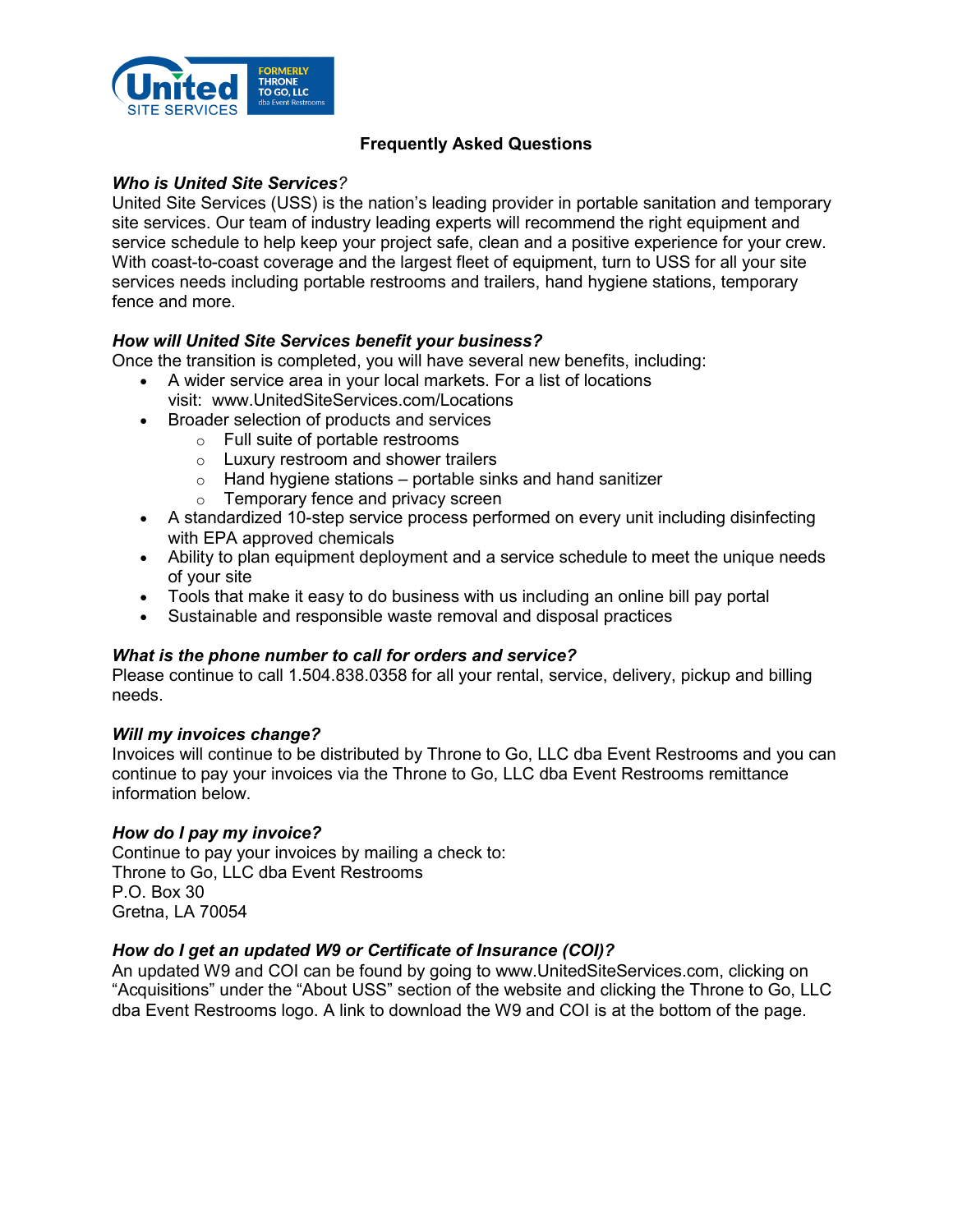United SITE SERVICES FORMERLY THRONE TO GO, LLC dba Event Restrooms

## Frequently Asked Questions

***Who is United Site Services?***

United Site Services (USS) is the nation's leading provider in portable sanitation and temporary site services. Our team of industry leading experts will recommend the right equipment and service schedule to help keep your project safe, clean and a positive experience for your crew. With coast-to-coast coverage and the largest fleet of equipment, turn to USS for all your site services needs including portable restrooms and trailers, hand hygiene stations, temporary fence and more.

***How will United Site Services benefit your business?***

Once the transition is completed, you will have several new benefits, including:

- A wider service area in your local markets. For a list of locations visit: www.UnitedSiteServices.com/Locations
- Broader selection of products and services
  - Full suite of portable restrooms
  - Luxury restroom and shower trailers
  - Hand hygiene stations – portable sinks and hand sanitizer
  - Temporary fence and privacy screen
- A standardized 10-step service process performed on every unit including disinfecting with EPA approved chemicals
- Ability to plan equipment deployment and a service schedule to meet the unique needs of your site
- Tools that make it easy to do business with us including an online bill pay portal
- Sustainable and responsible waste removal and disposal practices

***What is the phone number to call for orders and service?***

Please continue to call 1.504.838.0358 for all your rental, service, delivery, pickup and billing needs.

***Will my invoices change?***

Invoices will continue to be distributed by Throne to Go, LLC dba Event Restrooms and you can continue to pay your invoices via the Throne to Go, LLC dba Event Restrooms remittance information below.

***How do I pay my invoice?***

Continue to pay your invoices by mailing a check to:
Throne to Go, LLC dba Event Restrooms
P.O. Box 30
Gretna, LA 70054

***How do I get an updated W9 or Certificate of Insurance (COI)?***

An updated W9 and COI can be found by going to www.UnitedSiteServices.com, clicking on "Acquisitions" under the "About USS" section of the website and clicking the Throne to Go, LLC dba Event Restrooms logo. A link to download the W9 and COI is at the bottom of the page.